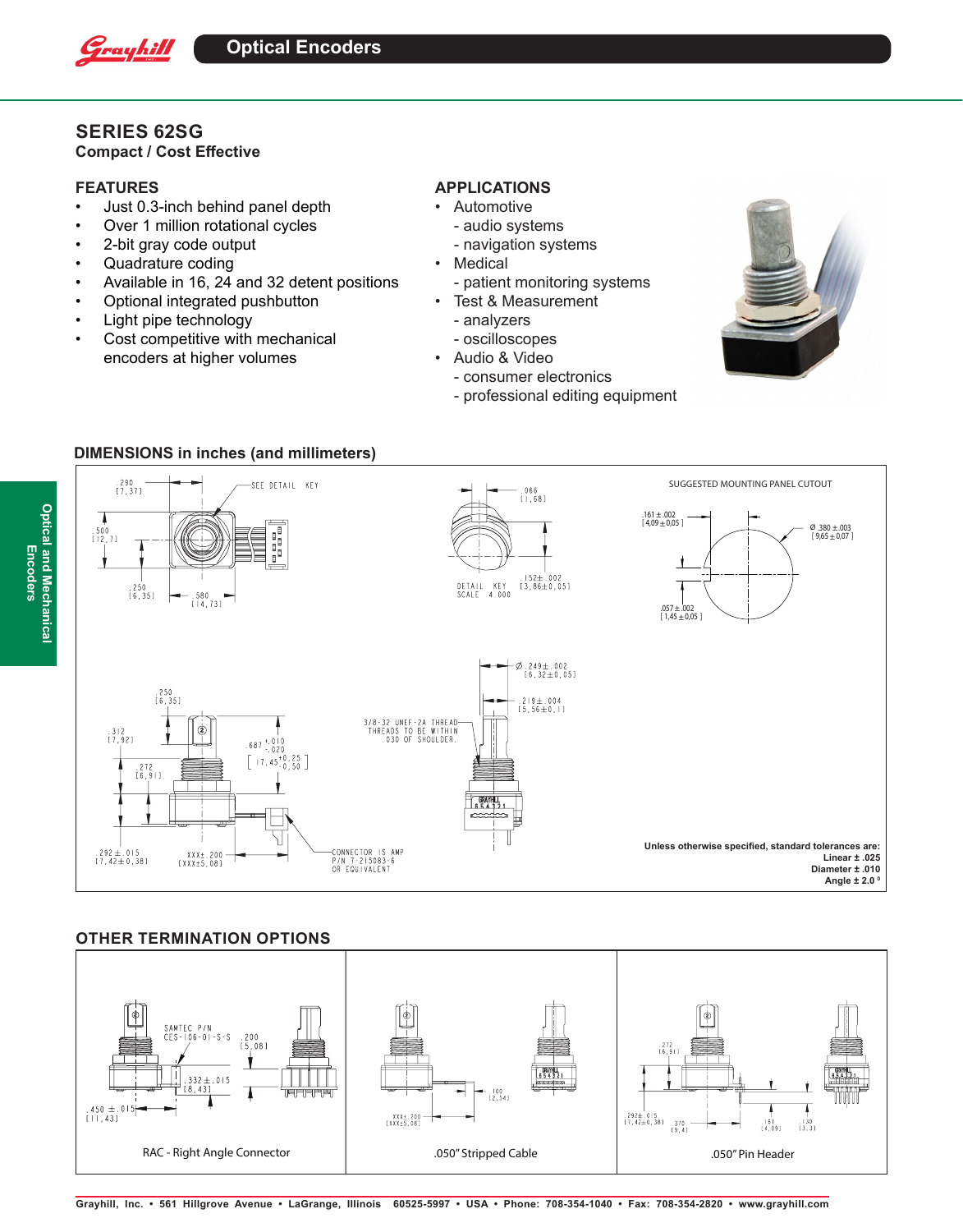# Optical Encoders

## SERIES 62SG

**Compact / Cost Effective**

### FEATURES

- Just 0.3-inch behind panel depth
- Over 1 million rotational cycles
- 2-bit gray code output
- Quadrature coding
- Available in 16, 24 and 32 detent positions
- Optional integrated pushbutton
- Light pipe technology
- Cost competitive with mechanical encoders at higher volumes

### APPLICATIONS

- Automotive
  - audio systems
  - navigation systems
- Medical
  - patient monitoring systems
- Test & Measurement
  - analyzers
  - oscilloscopes
- Audio & Video
  - consumer electronics
  - professional editing equipment

### DIMENSIONS in inches (and millimeters)

.290 [7,37] — SEE DETAIL KEY

.500 [12,7]

.250 [6,35]

.580 [14,73]

.066 [1,68]

.152 ± .002 [3,86 ± 0,05]

DETAIL KEY SCALE 4.000

SUGGESTED MOUNTING PANEL CUTOUT

.161 ± .002 [4,09 ± 0,05]

Ø .380 ± .003 [9,65 ± 0,07]

.057 ± .002 [1,45 ± 0,05]

.250 [6,35]

.312 [7,92]

.272 [6,91]

.687 +.010 −.020 [17,45 +0,25 −0,50]

3/8-32 UNEF-2A THREAD THREADS TO BE WITHIN .030 OF SHOULDER.

Ø .249 ± .002 [6,32 ± 0,05]

.219 ± .004 [5,56 ± 0,1]

.292 ± .015 [7,42 ± 0,38]

XXX ± .200 [XXX ± 5,08]

CONNECTOR IS AMP P/N 7-215083-6 OR EQUIVALENT

**Unless otherwise specified, standard tolerances are:**
**Linear ± .025**
**Diameter ± .010**
**Angle ± 2.0°**

### OTHER TERMINATION OPTIONS

**RAC - Right Angle Connector**

SAMTEC P/N CES-106-01-S-S

.200 [5,08]

.332 ± .015 [8,43]

.450 ± .015 [11,43]

**.050" Stripped Cable**

.100 [2,54]

XXX ± .200 [XXX ± 5,08]

**.050" Pin Header**

.272 [6,91]

.292 ± .015 [7,42 ± 0,38]

.370 [9,4]

.161 [4,09]

.130 [3,3]

Grayhill, Inc. • 561 Hillgrove Avenue • LaGrange, Illinois 60525-5997 • USA • Phone: 708-354-1040 • Fax: 708-354-2820 • www.grayhill.com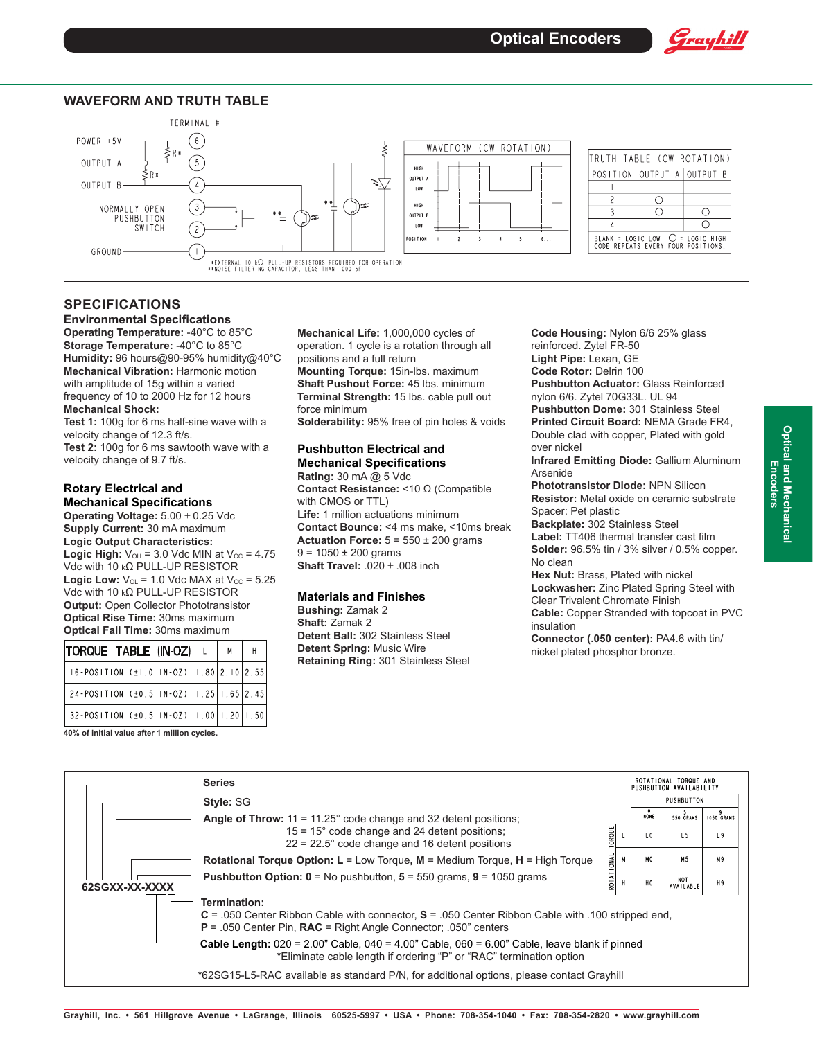## WAVEFORM AND TRUTH TABLE

TERMINAL #

POWER +5V — 6
OUTPUT A — 5
OUTPUT B — 4
NORMALLY OPEN PUSHBUTTON SWITCH — 3, 2
GROUND — 1

*EXTERNAL 10 kΩ PULL-UP RESISTORS REQUIRED FOR OPERATION
**NOISE FILTERING CAPACITOR, LESS THAN 1000 pF

WAVEFORM (CW ROTATION)

| TRUTH TABLE (CW ROTATION) | | |
|---|---|---|
| POSITION | OUTPUT A | OUTPUT B |
| 1 | | |
| 2 | ○ | |
| 3 | ○ | ○ |
| 4 | | ○ |

BLANK = LOGIC LOW ○ = LOGIC HIGH
CODE REPEATS EVERY FOUR POSITIONS.

## SPECIFICATIONS

### Environmental Specifications

**Operating Temperature:** -40°C to 85°C
**Storage Temperature:** -40°C to 85°C
**Humidity:** 96 hours@90-95% humidity@40°C
**Mechanical Vibration:** Harmonic motion with amplitude of 15g within a varied frequency of 10 to 2000 Hz for 12 hours
**Mechanical Shock:**
**Test 1:** 100g for 6 ms half-sine wave with a velocity change of 12.3 ft/s.
**Test 2:** 100g for 6 ms sawtooth wave with a velocity change of 9.7 ft/s.

### Rotary Electrical and Mechanical Specifications

**Operating Voltage:** 5.00 ± 0.25 Vdc
**Supply Current:** 30 mA maximum
**Logic Output Characteristics:**
**Logic High:** $V_{OH}$ = 3.0 Vdc MIN at $V_{CC}$ = 4.75 Vdc with 10 kΩ PULL-UP RESISTOR
**Logic Low:** $V_{OL}$ = 1.0 Vdc MAX at $V_{CC}$ = 5.25 Vdc with 10 kΩ PULL-UP RESISTOR
**Output:** Open Collector Phototransistor
**Optical Rise Time:** 30ms maximum
**Optical Fall Time:** 30ms maximum

| TORQUE TABLE (IN-OZ) | L | M | H |
|---|---|---|---|
| 16-POSITION (±1.0 IN-OZ) | 1.80 | 2.10 | 2.55 |
| 24-POSITION (±0.5 IN-OZ) | 1.25 | 1.65 | 2.45 |
| 32-POSITION (±0.5 IN-OZ) | 1.00 | 1.20 | 1.50 |

**40% of initial value after 1 million cycles.**

**Mechanical Life:** 1,000,000 cycles of operation. 1 cycle is a rotation through all positions and a full return
**Mounting Torque:** 15in-lbs. maximum
**Shaft Pushout Force:** 45 lbs. minimum
**Terminal Strength:** 15 lbs. cable pull out force minimum
**Solderability:** 95% free of pin holes & voids

### Pushbutton Electrical and Mechanical Specifications

**Rating:** 30 mA @ 5 Vdc
**Contact Resistance:** <10 Ω (Compatible with CMOS or TTL)
**Life:** 1 million actuations minimum
**Contact Bounce:** <4 ms make, <10ms break
**Actuation Force:** 5 = 550 ± 200 grams
9 = 1050 ± 200 grams
**Shaft Travel:** .020 ± .008 inch

### Materials and Finishes

**Bushing:** Zamak 2
**Shaft:** Zamak 2
**Detent Ball:** 302 Stainless Steel
**Detent Spring:** Music Wire
**Retaining Ring:** 301 Stainless Steel
**Code Housing:** Nylon 6/6 25% glass reinforced. Zytel FR-50
**Light Pipe:** Lexan, GE
**Code Rotor:** Delrin 100
**Pushbutton Actuator:** Glass Reinforced nylon 6/6. Zytel 70G33L. UL 94
**Pushbutton Dome:** 301 Stainless Steel
**Printed Circuit Board:** NEMA Grade FR4, Double clad with copper, Plated with gold over nickel
**Infrared Emitting Diode:** Gallium Aluminum Arsenide
**Phototransistor Diode:** NPN Silicon
**Resistor:** Metal oxide on ceramic substrate Spacer: Pet plastic
**Backplate:** 302 Stainless Steel
**Label:** TT406 thermal transfer cast film
**Solder:** 96.5% tin / 3% silver / 0.5% copper. No clean
**Hex Nut:** Brass, Plated with nickel
**Lockwasher:** Zinc Plated Spring Steel with Clear Trivalent Chromate Finish
**Cable:** Copper Stranded with topcoat in PVC insulation
**Connector (.050 center):** PA4.6 with tin/nickel plated phosphor bronze.

**62SGXX-XX-XXXX**

**Series**
**Style:** SG
**Angle of Throw:** 11 = 11.25° code change and 32 detent positions;
15 = 15° code change and 24 detent positions;
22 = 22.5° code change and 16 detent positions
**Rotational Torque Option:** **L** = Low Torque, **M** = Medium Torque, **H** = High Torque
**Pushbutton Option:** **0** = No pushbutton, **5** = 550 grams, **9** = 1050 grams
**Termination:**
**C** = .050 Center Ribbon Cable with connector, **S** = .050 Center Ribbon Cable with .100 stripped end,
**P** = .050 Center Pin, **RAC** = Right Angle Connector; .050" centers
**Cable Length:** 020 = 2.00" Cable, 040 = 4.00" Cable, 060 = 6.00" Cable, leave blank if pinned
*Eliminate cable length if ordering "P" or "RAC" termination option

*62SG15-L5-RAC available as standard P/N, for additional options, please contact Grayhill

| ROTATIONAL TORQUE AND PUSHBUTTON AVAILABILITY | PUSHBUTTON 0 NONE | 5 550 GRAMS | 9 1050 GRAMS |
|---|---|---|---|
| ROTATIONAL TORQUE L | L0 | L5 | L9 |
| M | M0 | M5 | M9 |
| H | H0 | NOT AVAILABLE | H9 |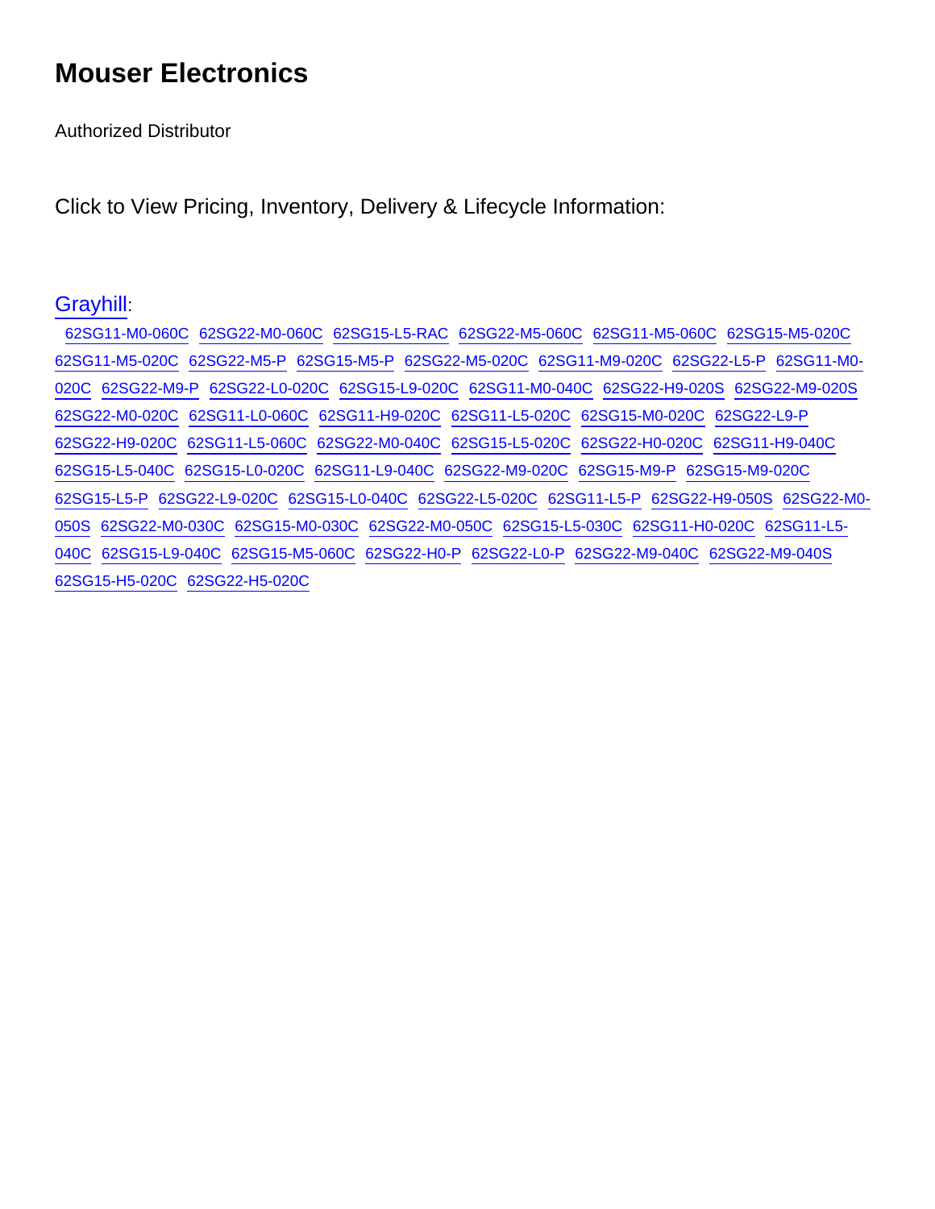# Mouser Electronics

Authorized Distributor

Click to View Pricing, Inventory, Delivery & Lifecycle Information:

Grayhill:

62SG11-M0-060C 62SG22-M0-060C 62SG15-L5-RAC 62SG22-M5-060C 62SG11-M5-060C 62SG15-M5-020C 62SG11-M5-020C 62SG22-M5-P 62SG15-M5-P 62SG22-M5-020C 62SG11-M9-020C 62SG22-L5-P 62SG11-M0-020C 62SG22-M9-P 62SG22-L0-020C 62SG15-L9-020C 62SG11-M0-040C 62SG22-H9-020S 62SG22-M9-020S 62SG22-M0-020C 62SG11-L0-060C 62SG11-H9-020C 62SG11-L5-020C 62SG15-M0-020C 62SG22-L9-P 62SG22-H9-020C 62SG11-L5-060C 62SG22-M0-040C 62SG15-L5-020C 62SG22-H0-020C 62SG11-H9-040C 62SG15-L5-040C 62SG15-L0-020C 62SG11-L9-040C 62SG22-M9-020C 62SG15-M9-P 62SG15-M9-020C 62SG15-L5-P 62SG22-L9-020C 62SG15-L0-040C 62SG22-L5-020C 62SG11-L5-P 62SG22-H9-050S 62SG22-M0-050S 62SG22-M0-030C 62SG15-M0-030C 62SG22-M0-050C 62SG15-L5-030C 62SG11-H0-020C 62SG11-L5-040C 62SG15-L9-040C 62SG15-M5-060C 62SG22-H0-P 62SG22-L0-P 62SG22-M9-040C 62SG22-M9-040S 62SG15-H5-020C 62SG22-H5-020C